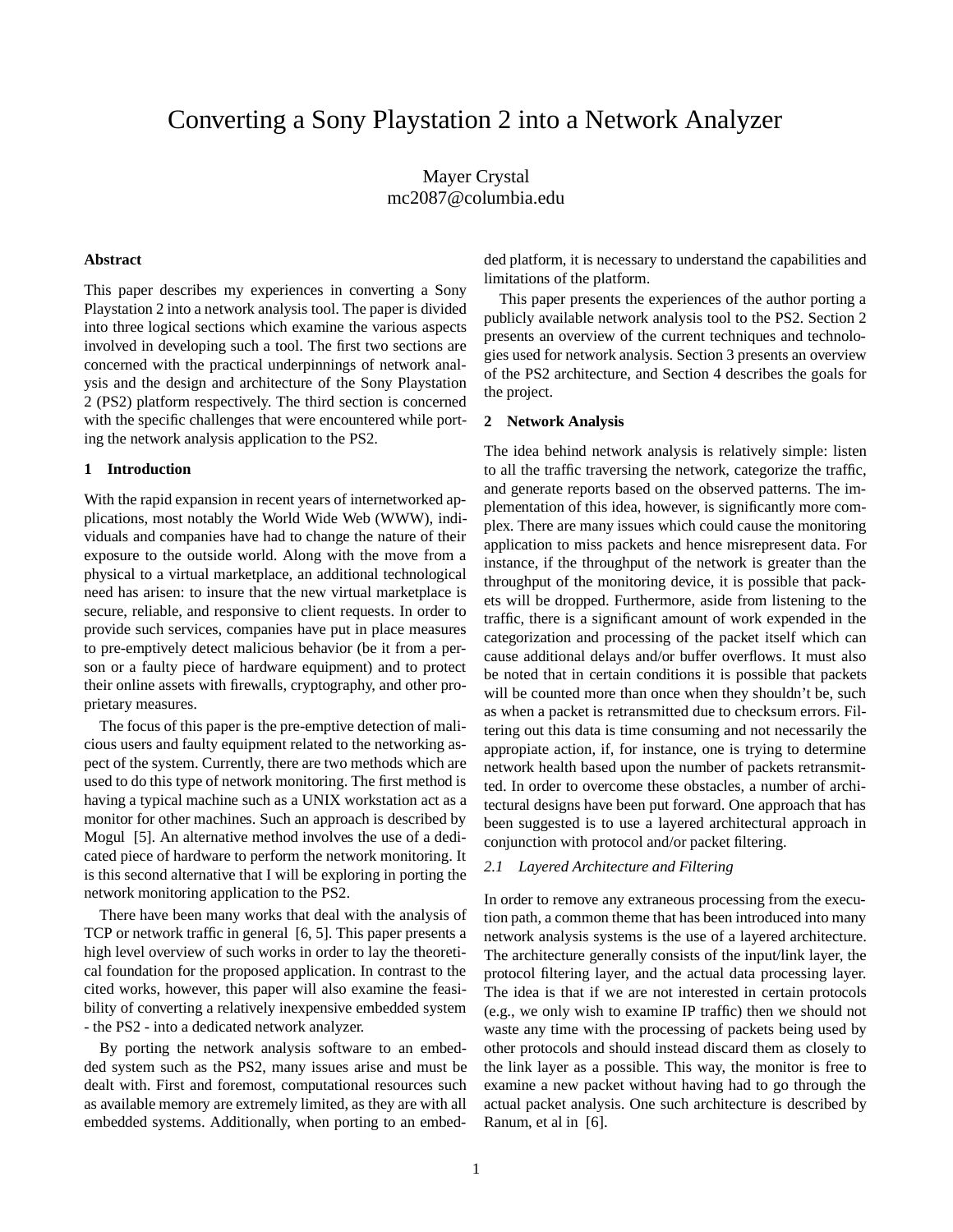# Converting a Sony Playstation 2 into a Network Analyzer

Mayer Crystal
mc2087@columbia.edu

### Abstract

This paper describes my experiences in converting a Sony Playstation 2 into a network analysis tool. The paper is divided into three logical sections which examine the various aspects involved in developing such a tool. The first two sections are concerned with the practical underpinnings of network analysis and the design and architecture of the Sony Playstation 2 (PS2) platform respectively. The third section is concerned with the specific challenges that were encountered while porting the network analysis application to the PS2.

## 1 Introduction

With the rapid expansion in recent years of internetworked applications, most notably the World Wide Web (WWW), individuals and companies have had to change the nature of their exposure to the outside world. Along with the move from a physical to a virtual marketplace, an additional technological need has arisen: to insure that the new virtual marketplace is secure, reliable, and responsive to client requests. In order to provide such services, companies have put in place measures to pre-emptively detect malicious behavior (be it from a person or a faulty piece of hardware equipment) and to protect their online assets with firewalls, cryptography, and other proprietary measures.

The focus of this paper is the pre-emptive detection of malicious users and faulty equipment related to the networking aspect of the system. Currently, there are two methods which are used to do this type of network monitoring. The first method is having a typical machine such as a UNIX workstation act as a monitor for other machines. Such an approach is described by Mogul [5]. An alternative method involves the use of a dedicated piece of hardware to perform the network monitoring. It is this second alternative that I will be exploring in porting the network monitoring application to the PS2.

There have been many works that deal with the analysis of TCP or network traffic in general [6, 5]. This paper presents a high level overview of such works in order to lay the theoretical foundation for the proposed application. In contrast to the cited works, however, this paper will also examine the feasibility of converting a relatively inexpensive embedded system - the PS2 - into a dedicated network analyzer.

By porting the network analysis software to an embedded system such as the PS2, many issues arise and must be dealt with. First and foremost, computational resources such as available memory are extremely limited, as they are with all embedded systems. Additionally, when porting to an embedded platform, it is necessary to understand the capabilities and limitations of the platform.

This paper presents the experiences of the author porting a publicly available network analysis tool to the PS2. Section 2 presents an overview of the current techniques and technologies used for network analysis. Section 3 presents an overview of the PS2 architecture, and Section 4 describes the goals for the project.

## 2 Network Analysis

The idea behind network analysis is relatively simple: listen to all the traffic traversing the network, categorize the traffic, and generate reports based on the observed patterns. The implementation of this idea, however, is significantly more complex. There are many issues which could cause the monitoring application to miss packets and hence misrepresent data. For instance, if the throughput of the network is greater than the throughput of the monitoring device, it is possible that packets will be dropped. Furthermore, aside from listening to the traffic, there is a significant amount of work expended in the categorization and processing of the packet itself which can cause additional delays and/or buffer overflows. It must also be noted that in certain conditions it is possible that packets will be counted more than once when they shouldn't be, such as when a packet is retransmitted due to checksum errors. Filtering out this data is time consuming and not necessarily the appropiate action, if, for instance, one is trying to determine network health based upon the number of packets retransmitted. In order to overcome these obstacles, a number of architectural designs have been put forward. One approach that has been suggested is to use a layered architectural approach in conjunction with protocol and/or packet filtering.

### *2.1 Layered Architecture and Filtering*

In order to remove any extraneous processing from the execution path, a common theme that has been introduced into many network analysis systems is the use of a layered architecture. The architecture generally consists of the input/link layer, the protocol filtering layer, and the actual data processing layer. The idea is that if we are not interested in certain protocols (e.g., we only wish to examine IP traffic) then we should not waste any time with the processing of packets being used by other protocols and should instead discard them as closely to the link layer as a possible. This way, the monitor is free to examine a new packet without having had to go through the actual packet analysis. One such architecture is described by Ranum, et al in [6].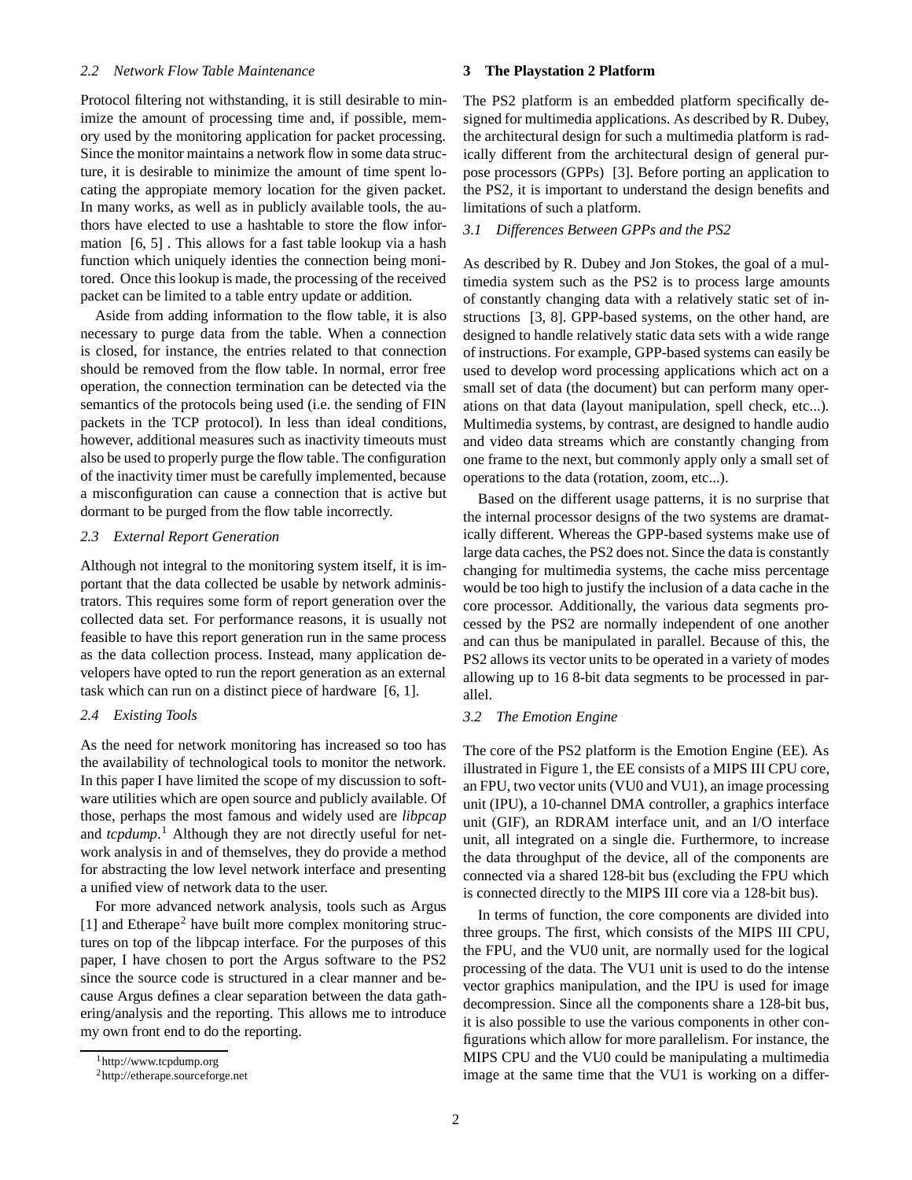### 2.2 Network Flow Table Maintenance

Protocol filtering not withstanding, it is still desirable to minimize the amount of processing time and, if possible, memory used by the monitoring application for packet processing. Since the monitor maintains a network flow in some data structure, it is desirable to minimize the amount of time spent locating the appopiate memory location for the given packet. In many works, as well as in publicly available tools, the authors have elected to use a hashtable to store the flow information [6, 5] . This allows for a fast table lookup via a hash function which uniquely identies the connection being monitored. Once this lookup is made, the processing of the received packet can be limited to a table entry update or addition.

Aside from adding information to the flow table, it is also necessary to purge data from the table. When a connection is closed, for instance, the entries related to that connection should be removed from the flow table. In normal, error free operation, the connection termination can be detected via the semantics of the protocols being used (i.e. the sending of FIN packets in the TCP protocol). In less than ideal conditions, however, additional measures such as inactivity timeouts must also be used to properly purge the flow table. The configuration of the inactivity timer must be carefully implemented, because a misconfiguration can cause a connection that is active but dormant to be purged from the flow table incorrectly.

### 2.3 External Report Generation

Although not integral to the monitoring system itself, it is important that the data collected be usable by network administrators. This requires some form of report generation over the collected data set. For performance reasons, it is usually not feasible to have this report generation run in the same process as the data collection process. Instead, many application developers have opted to run the report generation as an external task which can run on a distinct piece of hardware [6, 1].

### 2.4 Existing Tools

As the need for network monitoring has increased so too has the availability of technological tools to monitor the network. In this paper I have limited the scope of my discussion to software utilities which are open source and publicly available. Of those, perhaps the most famous and widely used are *libpcap* and *tcpdump*.[1] Although they are not directly useful for network analysis in and of themselves, they do provide a method for abstracting the low level network interface and presenting a unified view of network data to the user.

For more advanced network analysis, tools such as Argus [1] and Etherape[2] have built more complex monitoring structures on top of the libpcap interface. For the purposes of this paper, I have chosen to port the Argus software to the PS2 since the source code is structured in a clear manner and because Argus defines a clear separation between the data gathering/analysis and the reporting. This allows me to introduce my own front end to do the reporting.

[1] http://www.tcpdump.org

[2] http://etherape.sourceforge.net

## 3 The Playstation 2 Platform

The PS2 platform is an embedded platform specifically designed for multimedia applications. As described by R. Dubey, the architectural design for such a multimedia platform is radically different from the architectural design of general purpose processors (GPPs) [3]. Before porting an application to the PS2, it is important to understand the design benefits and limitations of such a platform.

### 3.1 Differences Between GPPs and the PS2

As described by R. Dubey and Jon Stokes, the goal of a multimedia system such as the PS2 is to process large amounts of constantly changing data with a relatively static set of instructions [3, 8]. GPP-based systems, on the other hand, are designed to handle relatively static data sets with a wide range of instructions. For example, GPP-based systems can easily be used to develop word processing applications which act on a small set of data (the document) but can perform many operations on that data (layout manipulation, spell check, etc...). Multimedia systems, by contrast, are designed to handle audio and video data streams which are constantly changing from one frame to the next, but commonly apply only a small set of operations to the data (rotation, zoom, etc...).

Based on the different usage patterns, it is no surprise that the internal processor designs of the two systems are dramatically different. Whereas the GPP-based systems make use of large data caches, the PS2 does not. Since the data is constantly changing for multimedia systems, the cache miss percentage would be too high to justify the inclusion of a data cache in the core processor. Additionally, the various data segments processed by the PS2 are normally independent of one another and can thus be manipulated in parallel. Because of this, the PS2 allows its vector units to be operated in a variety of modes allowing up to 16 8-bit data segments to be processed in parallel.

### 3.2 The Emotion Engine

The core of the PS2 platform is the Emotion Engine (EE). As illustrated in Figure 1, the EE consists of a MIPS III CPU core, an FPU, two vector units (VU0 and VU1), an image processing unit (IPU), a 10-channel DMA controller, a graphics interface unit (GIF), an RDRAM interface unit, and an I/O interface unit, all integrated on a single die. Furthermore, to increase the data throughput of the device, all of the components are connected via a shared 128-bit bus (excluding the FPU which is connected directly to the MIPS III core via a 128-bit bus).

In terms of function, the core components are divided into three groups. The first, which consists of the MIPS III CPU, the FPU, and the VU0 unit, are normally used for the logical processing of the data. The VU1 unit is used to do the intense vector graphics manipulation, and the IPU is used for image decompression. Since all the components share a 128-bit bus, it is also possible to use the various components in other configurations which allow for more parallelism. For instance, the MIPS CPU and the VU0 could be manipulating a multimedia image at the same time that the VU1 is working on a differ-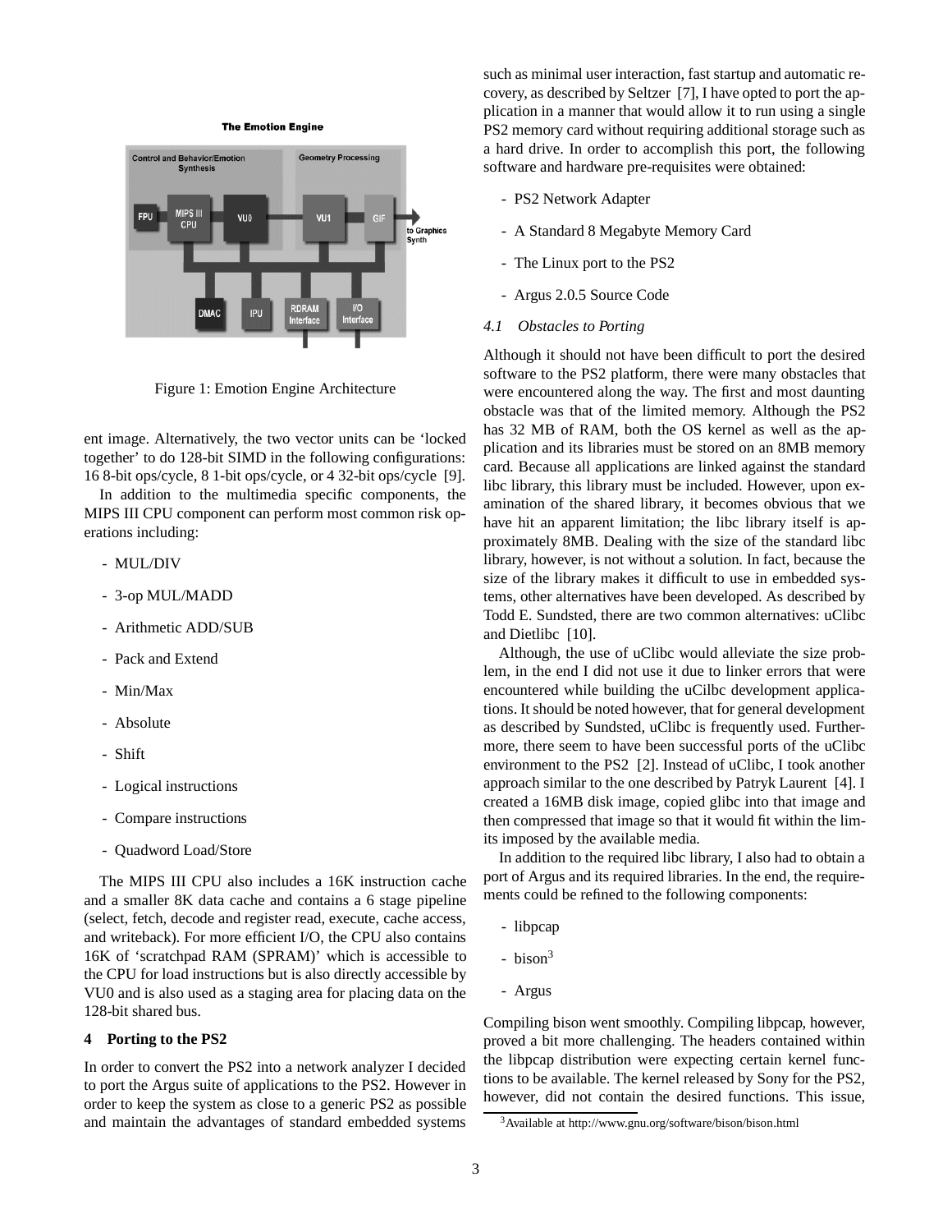Figure 1: Emotion Engine Architecture

ent image. Alternatively, the two vector units can be 'locked together' to do 128-bit SIMD in the following configurations: 16 8-bit ops/cycle, 8 1-bit ops/cycle, or 4 32-bit ops/cycle [9].

In addition to the multimedia specific components, the MIPS III CPU component can perform most common risk operations including:

- MUL/DIV
- 3-op MUL/MADD
- Arithmetic ADD/SUB
- Pack and Extend
- Min/Max
- Absolute
- Shift
- Logical instructions
- Compare instructions
- Quadword Load/Store

The MIPS III CPU also includes a 16K instruction cache and a smaller 8K data cache and contains a 6 stage pipeline (select, fetch, decode and register read, execute, cache access, and writeback). For more efficient I/O, the CPU also contains 16K of 'scratchpad RAM (SPRAM)' which is accessible to the CPU for load instructions but is also directly accessible by VU0 and is also used as a staging area for placing data on the 128-bit shared bus.

## 4 Porting to the PS2

In order to convert the PS2 into a network analyzer I decided to port the Argus suite of applications to the PS2. However in order to keep the system as close to a generic PS2 as possible and maintain the advantages of standard embedded systems such as minimal user interaction, fast startup and automatic recovery, as described by Seltzer [7], I have opted to port the application in a manner that would allow it to run using a single PS2 memory card without requiring additional storage such as a hard drive. In order to accomplish this port, the following software and hardware pre-requisites were obtained:

- PS2 Network Adapter
- A Standard 8 Megabyte Memory Card
- The Linux port to the PS2
- Argus 2.0.5 Source Code

### 4.1 *Obstacles to Porting*

Although it should not have been difficult to port the desired software to the PS2 platform, there were many obstacles that were encountered along the way. The first and most daunting obstacle was that of the limited memory. Although the PS2 has 32 MB of RAM, both the OS kernel as well as the application and its libraries must be stored on an 8MB memory card. Because all applications are linked against the standard libc library, this library must be included. However, upon examination of the shared library, it becomes obvious that we have hit an apparent limitation; the libc library itself is approximately 8MB. Dealing with the size of the standard libc library, however, is not without a solution. In fact, because the size of the library makes it difficult to use in embedded systems, other alternatives have been developed. As described by Todd E. Sundsted, there are two common alternatives: uClibc and Dietlibc [10].

Although, the use of uClibc would alleviate the size problem, in the end I did not use it due to linker errors that were encountered while building the uCilbc development applications. It should be noted however, that for general development as described by Sundsted, uClibc is frequently used. Furthermore, there seem to have been successful ports of the uClibc environment to the PS2 [2]. Instead of uClibc, I took another approach similar to the one described by Patryk Laurent [4]. I created a 16MB disk image, copied glibc into that image and then compressed that image so that it would fit within the limits imposed by the available media.

In addition to the required libc library, I also had to obtain a port of Argus and its required libraries. In the end, the requirements could be refined to the following components:

- libpcap
- bison[3]
- Argus

Compiling bison went smoothly. Compiling libpcap, however, proved a bit more challenging. The headers contained within the libpcap distribution were expecting certain kernel functions to be available. The kernel released by Sony for the PS2, however, did not contain the desired functions. This issue,

[3] Available at http://www.gnu.org/software/bison/bison.html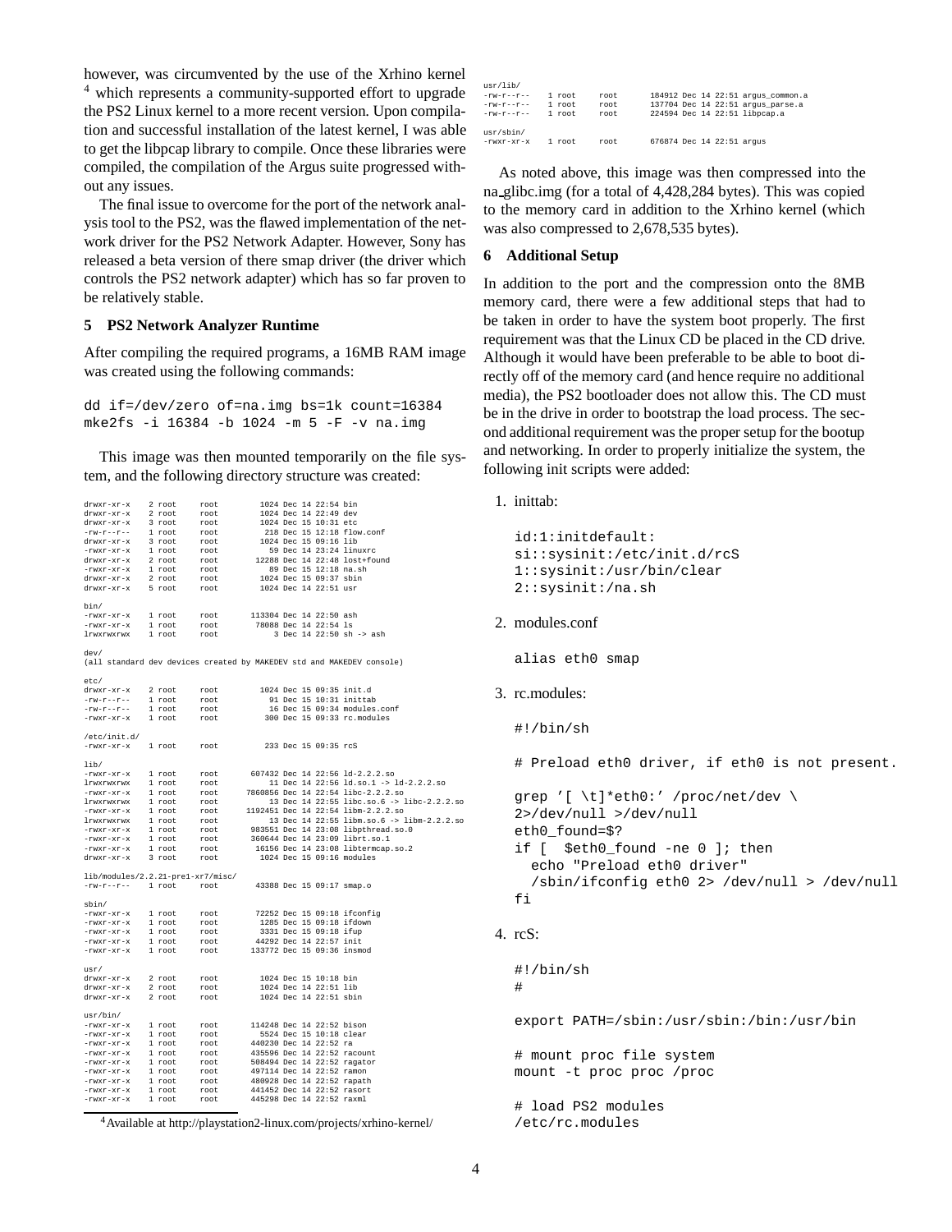however, was circumvented by the use of the Xrhino kernel [4] which represents a community-supported effort to upgrade the PS2 Linux kernel to a more recent version. Upon compilation and successful installation of the latest kernel, I was able to get the libpcap library to compile. Once these libraries were compiled, the compilation of the Argus suite progressed without any issues.

The final issue to overcome for the port of the network analysis tool to the PS2, was the flawed implementation of the network driver for the PS2 Network Adapter. However, Sony has released a beta version of there smap driver (the driver which controls the PS2 network adapter) which has so far proven to be relatively stable.

## 5 PS2 Network Analyzer Runtime

After compiling the required programs, a 16MB RAM image was created using the following commands:

```
dd if=/dev/zero of=na.img bs=1k count=16384
mke2fs -i 16384 -b 1024 -m 5 -F -v na.img
```

This image was then mounted temporarily on the file system, and the following directory structure was created:

```
drwxr-xr-x    2 root     root         1024 Dec 14 22:54 bin
drwxr-xr-x    2 root     root         1024 Dec 14 22:49 dev
drwxr-xr-x    3 root     root         1024 Dec 15 10:31 etc
-rw-r--r--    1 root     root          218 Dec 15 12:18 flow.conf
drwxr-xr-x    3 root     root         1024 Dec 15 09:16 lib
-rwxr-xr-x    1 root     root           59 Dec 14 23:24 linuxrc
drwxr-xr-x    2 root     root        12288 Dec 14 22:48 lost+found
-rwxr-xr-x    1 root     root           89 Dec 15 12:18 na.sh
drwxr-xr-x    2 root     root         1024 Dec 15 09:37 sbin
drwxr-xr-x    5 root     root         1024 Dec 14 22:51 usr

bin/
-rwxr-xr-x    1 root     root       113304 Dec 14 22:50 ash
-rwxr-xr-x    1 root     root        78088 Dec 14 22:54 ls
lrwxrwxrwx    1 root     root            3 Dec 14 22:50 sh -> ash

dev/
(all standard dev devices created by MAKEDEV std and MAKEDEV console)

etc/
drwxr-xr-x    2 root     root         1024 Dec 15 09:35 init.d
-rw-r--r--    1 root     root           91 Dec 15 10:31 inittab
-rw-r--r--    1 root     root           16 Dec 15 09:34 modules.conf
-rwxr-xr-x    1 root     root          300 Dec 15 09:33 rc.modules

/etc/init.d/
-rwxr-xr-x    1 root     root          233 Dec 15 09:35 rcS

lib/
-rwxr-xr-x    1 root     root       607432 Dec 14 22:56 ld-2.2.2.so
lrwxrwxrwx    1 root     root           11 Dec 14 22:56 ld.so.1 -> ld-2.2.2.so
-rwxr-xr-x    1 root     root      7860856 Dec 14 22:54 libc-2.2.2.so
lrwxrwxrwx    1 root     root           13 Dec 14 22:55 libc.so.6 -> libc-2.2.2.so
-rwxr-xr-x    1 root     root      1192451 Dec 14 22:54 libm-2.2.2.so
lrwxrwxrwx    1 root     root           13 Dec 14 22:55 libm.so.6 -> libm-2.2.2.so
-rwxr-xr-x    1 root     root       983551 Dec 14 23:08 libpthread.so.0
-rwxr-xr-x    1 root     root       360644 Dec 14 23:09 librt.so.1
-rwxr-xr-x    1 root     root        16156 Dec 14 23:08 libtermcap.so.2
drwxr-xr-x    3 root     root         1024 Dec 15 09:16 modules

lib/modules/2.2.21-pre1-xr7/misc/
-rw-r--r--    1 root     root        43388 Dec 15 09:17 smap.o

sbin/
-rwxr-xr-x    1 root     root        72252 Dec 15 09:18 ifconfig
-rwxr-xr-x    1 root     root         1285 Dec 15 09:18 ifdown
-rwxr-xr-x    1 root     root         3331 Dec 15 09:18 ifup
-rwxr-xr-x    1 root     root        44292 Dec 14 22:57 init
-rwxr-xr-x    1 root     root       133772 Dec 15 09:36 insmod

usr/
drwxr-xr-x    2 root     root         1024 Dec 15 10:18 bin
drwxr-xr-x    2 root     root         1024 Dec 14 22:51 lib
drwxr-xr-x    2 root     root         1024 Dec 14 22:51 sbin

usr/bin/
-rwxr-xr-x    1 root     root       114248 Dec 14 22:52 bison
-rwxr-xr-x    1 root     root         5524 Dec 15 10:18 clear
-rwxr-xr-x    1 root     root       440230 Dec 14 22:52 ra
-rwxr-xr-x    1 root     root       435596 Dec 14 22:52 racount
-rwxr-xr-x    1 root     root       508494 Dec 14 22:52 ragator
-rwxr-xr-x    1 root     root       497114 Dec 14 22:52 ramon
-rwxr-xr-x    1 root     root       480928 Dec 14 22:52 rapath
-rwxr-xr-x    1 root     root       441452 Dec 14 22:52 rasort
-rwxr-xr-x    1 root     root       445298 Dec 14 22:52 raxml

usr/lib/
-rw-r--r--    1 root     root       184912 Dec 14 22:51 argus_common.a
-rw-r--r--    1 root     root       137704 Dec 14 22:51 argus_parse.a
-rw-r--r--    1 root     root       224594 Dec 14 22:51 libpcap.a

usr/sbin/
-rwxr-xr-x    1 root     root       676874 Dec 14 22:51 argus
```

As noted above, this image was then compressed into the na_glibc.img (for a total of 4,428,284 bytes). This was copied to the memory card in addition to the Xrhino kernel (which was also compressed to 2,678,535 bytes).

## 6 Additional Setup

In addition to the port and the compression onto the 8MB memory card, there were a few additional steps that had to be taken in order to have the system boot properly. The first requirement was that the Linux CD be placed in the CD drive. Although it would have been preferable to be able to boot directly off of the memory card (and hence require no additional media), the PS2 bootloader does not allow this. The CD must be in the drive in order to bootstrap the load process. The second additional requirement was the proper setup for the bootup and networking. In order to properly initialize the system, the following init scripts were added:

1. inittab:

```
id:1:initdefault:
si::sysinit:/etc/init.d/rcS
1::sysinit:/usr/bin/clear
2::sysinit:/na.sh
```

2. modules.conf

```
alias eth0 smap
```

3. rc.modules:

```
#!/bin/sh

# Preload eth0 driver, if eth0 is not present.

grep '[ \t]*eth0:' /proc/net/dev \
2>/dev/null >/dev/null
eth0_found=$?
if [  $eth0_found -ne 0 ]; then
  echo "Preload eth0 driver"
  /sbin/ifconfig eth0 2> /dev/null > /dev/null
fi
```

4. rcS:

```
#!/bin/sh
#

export PATH=/sbin:/usr/sbin:/bin:/usr/bin

# mount proc file system
mount -t proc proc /proc

# load PS2 modules
/etc/rc.modules
```

[4] Available at http://playstation2-linux.com/projects/xrhino-kernel/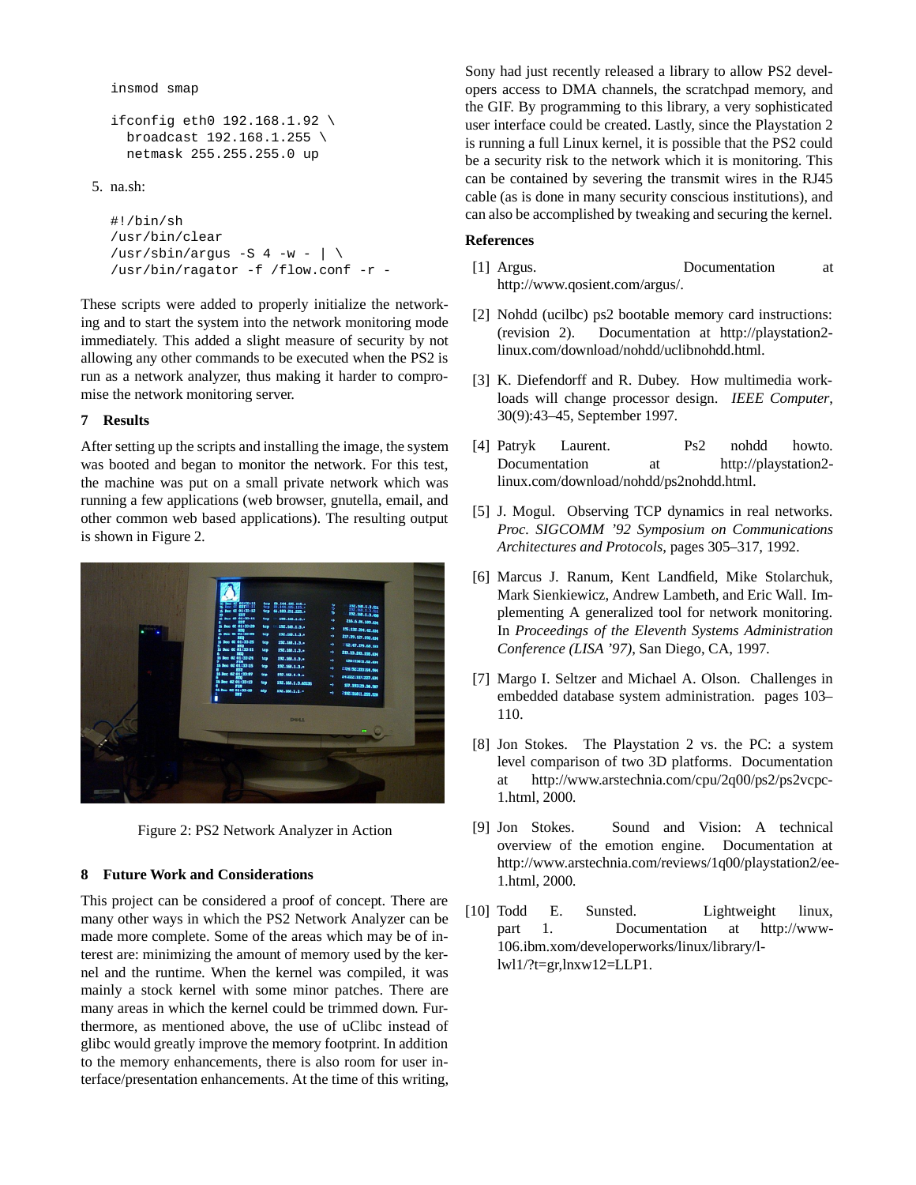```
insmod smap

ifconfig eth0 192.168.1.92 \
  broadcast 192.168.1.255 \
  netmask 255.255.255.0 up
```

5. na.sh:

```
#!/bin/sh
/usr/bin/clear
/usr/sbin/argus -S 4 -w - | \
/usr/bin/ragator -f /flow.conf -r -
```

These scripts were added to properly initialize the networking and to start the system into the network monitoring mode immediately. This added a slight measure of security by not allowing any other commands to be executed when the PS2 is run as a network analyzer, thus making it harder to compromise the network monitoring server.

## 7 Results

After setting up the scripts and installing the image, the system was booted and began to monitor the network. For this test, the machine was put on a small private network which was running a few applications (web browser, gnutella, email, and other common web based applications). The resulting output is shown in Figure 2.

Figure 2: PS2 Network Analyzer in Action

## 8 Future Work and Considerations

This project can be considered a proof of concept. There are many other ways in which the PS2 Network Analyzer can be made more complete. Some of the areas which may be of interest are: minimizing the amount of memory used by the kernel and the runtime. When the kernel was compiled, it was mainly a stock kernel with some minor patches. There are many areas in which the kernel could be trimmed down. Furthermore, as mentioned above, the use of uClibc instead of glibc would greatly improve the memory footprint. In addition to the memory enhancements, there is also room for user interface/presentation enhancements. At the time of this writing, Sony had just recently released a library to allow PS2 developers access to DMA channels, the scratchpad memory, and the GIF. By programming to this library, a very sophisticated user interface could be created. Lastly, since the Playstation 2 is running a full Linux kernel, it is possible that the PS2 could be a security risk to the network which it is monitoring. This can be contained by severing the transmit wires in the RJ45 cable (as is done in many security conscious institutions), and can also be accomplished by tweaking and securing the kernel.

## References

[1] Argus. Documentation at http://www.qosient.com/argus/.

[2] Nohdd (ucilbc) ps2 bootable memory card instructions: (revision 2). Documentation at http://playstation2-linux.com/download/nohdd/uclibnohdd.html.

[3] K. Diefendorff and R. Dubey. How multimedia workloads will change processor design. *IEEE Computer*, 30(9):43–45, September 1997.

[4] Patryk Laurent. Ps2 nohdd howto. Documentation at http://playstation2-linux.com/download/nohdd/ps2nohdd.html.

[5] J. Mogul. Observing TCP dynamics in real networks. *Proc. SIGCOMM '92 Symposium on Communications Architectures and Protocols*, pages 305–317, 1992.

[6] Marcus J. Ranum, Kent Landfield, Mike Stolarchuk, Mark Sienkiewicz, Andrew Lambeth, and Eric Wall. Implementing A generalized tool for network monitoring. In *Proceedings of the Eleventh Systems Administration Conference (LISA '97)*, San Diego, CA, 1997.

[7] Margo I. Seltzer and Michael A. Olson. Challenges in embedded database system administration. pages 103–110.

[8] Jon Stokes. The Playstation 2 vs. the PC: a system level comparison of two 3D platforms. Documentation at http://www.arstechnia.com/cpu/2q00/ps2/ps2vcpc-1.html, 2000.

[9] Jon Stokes. Sound and Vision: A technical overview of the emotion engine. Documentation at http://www.arstechnia.com/reviews/1q00/playstation2/ee-1.html, 2000.

[10] Todd E. Sunsted. Lightweight linux, part 1. Documentation at http://www-106.ibm.xom/developerworks/linux/library/l-lwl1/?t=gr,lnxw12=LLP1.